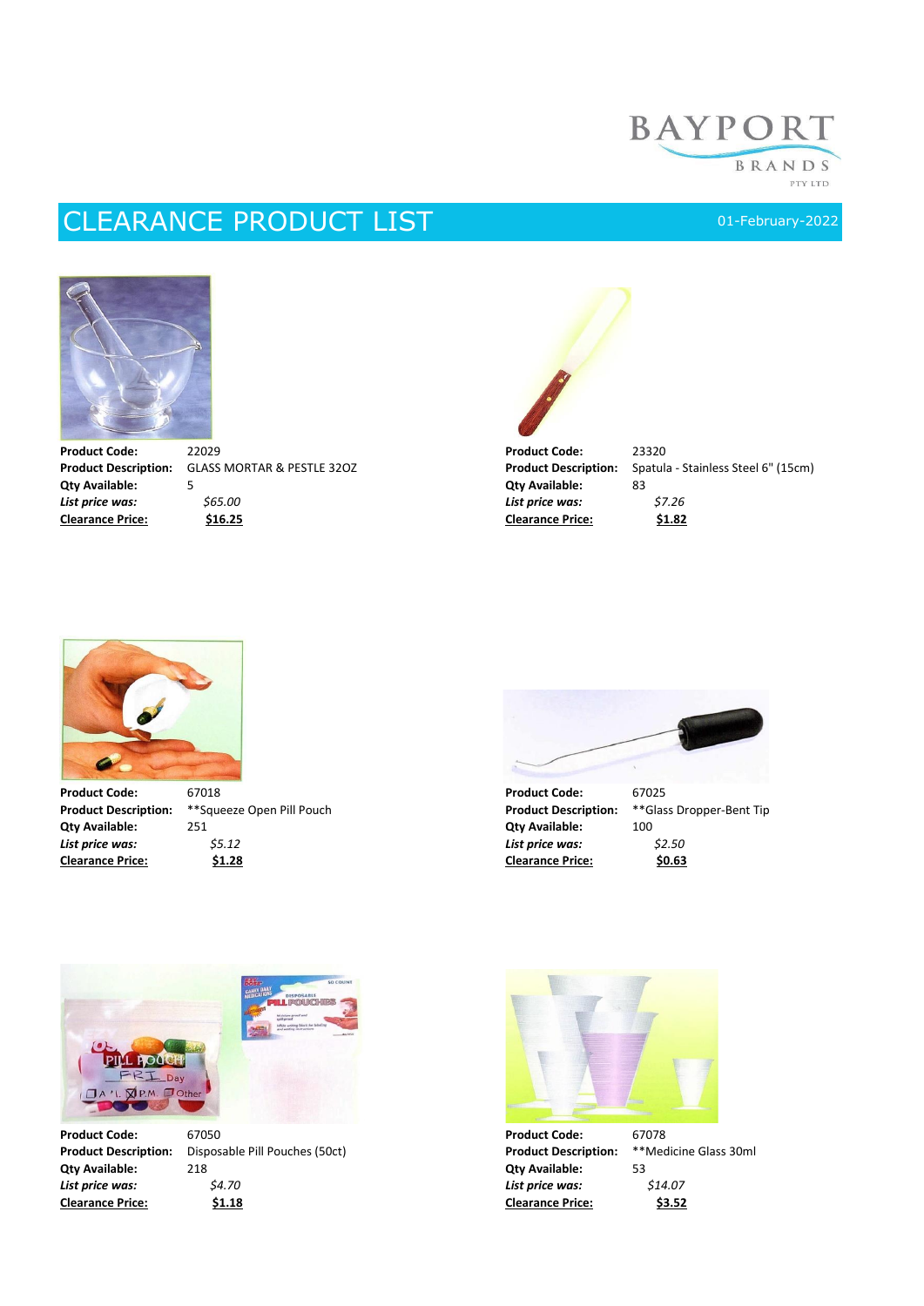BAYPORT BRANDS PTY LTD

# CLEARANCE PRODUCT LIST

01-February-2022

**Product Code:** 22029
**Product Description:** GLASS MORTAR & PESTLE 32OZ
**Qty Available:** 5
***List price was:*** *$65.00*
**Clearance Price:** **$16.25**

**Product Code:** 23320
**Product Description:** Spatula - Stainless Steel 6" (15cm)
**Qty Available:** 83
***List price was:*** *$7.26*
**Clearance Price:** **$1.82**

**Product Code:** 67018
**Product Description:** **Squeeze Open Pill Pouch
**Qty Available:** 251
***List price was:*** *$5.12*
**Clearance Price:** **$1.28**

**Product Code:** 67025
**Product Description:** **Glass Dropper-Bent Tip
**Qty Available:** 100
***List price was:*** *$2.50*
**Clearance Price:** **$0.63**

**Product Code:** 67050
**Product Description:** Disposable Pill Pouches (50ct)
**Qty Available:** 218
***List price was:*** *$4.70*
**Clearance Price:** **$1.18**

**Product Code:** 67078
**Product Description:** **Medicine Glass 30ml
**Qty Available:** 53
***List price was:*** *$14.07*
**Clearance Price:** **$3.52**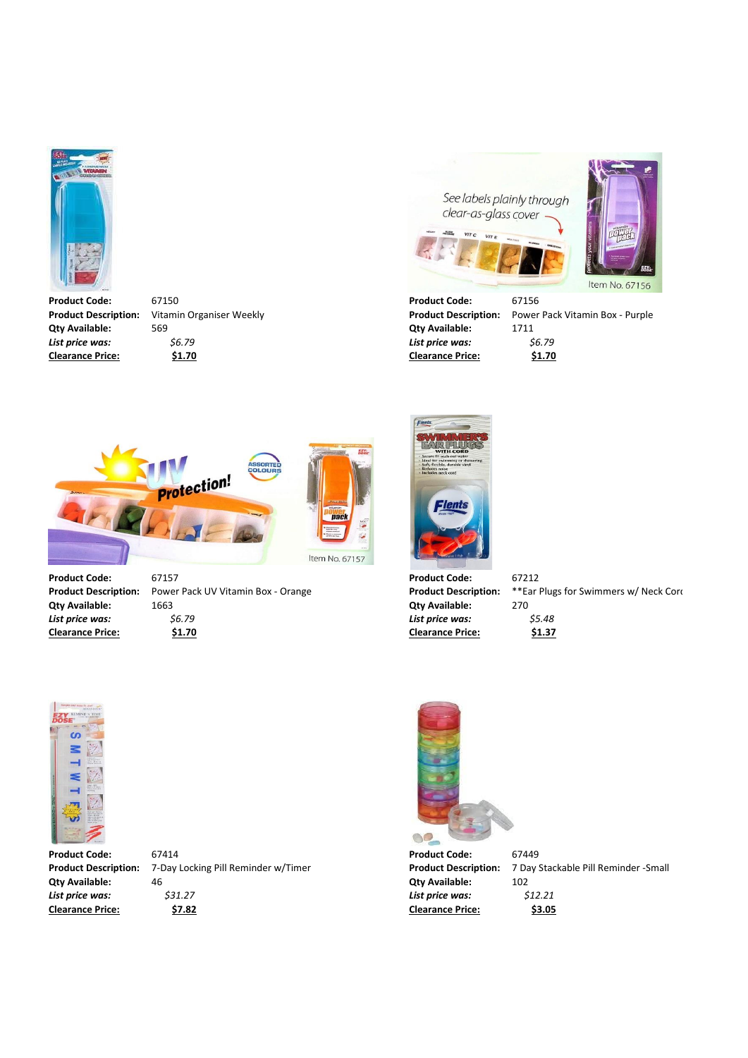**Product Code:** 67150
**Product Description:** Vitamin Organiser Weekly
**Qty Available:** 569
***List price was:*** *$6.79*
**Clearance Price:** **$1.70**

**Product Code:** 67156
**Product Description:** Power Pack Vitamin Box - Purple
**Qty Available:** 1711
***List price was:*** *$6.79*
**Clearance Price:** **$1.70**

**Product Code:** 67157
**Product Description:** Power Pack UV Vitamin Box - Orange
**Qty Available:** 1663
***List price was:*** *$6.79*
**Clearance Price:** **$1.70**

**Product Code:** 67212
**Product Description:** **Ear Plugs for Swimmers w/ Neck Cord
**Qty Available:** 270
***List price was:*** *$5.48*
**Clearance Price:** **$1.37**

**Product Code:** 67414
**Product Description:** 7-Day Locking Pill Reminder w/Timer
**Qty Available:** 46
***List price was:*** *$31.27*
**Clearance Price:** **$7.82**

**Product Code:** 67449
**Product Description:** 7 Day Stackable Pill Reminder -Small
**Qty Available:** 102
***List price was:*** *$12.21*
**Clearance Price:** **$3.05**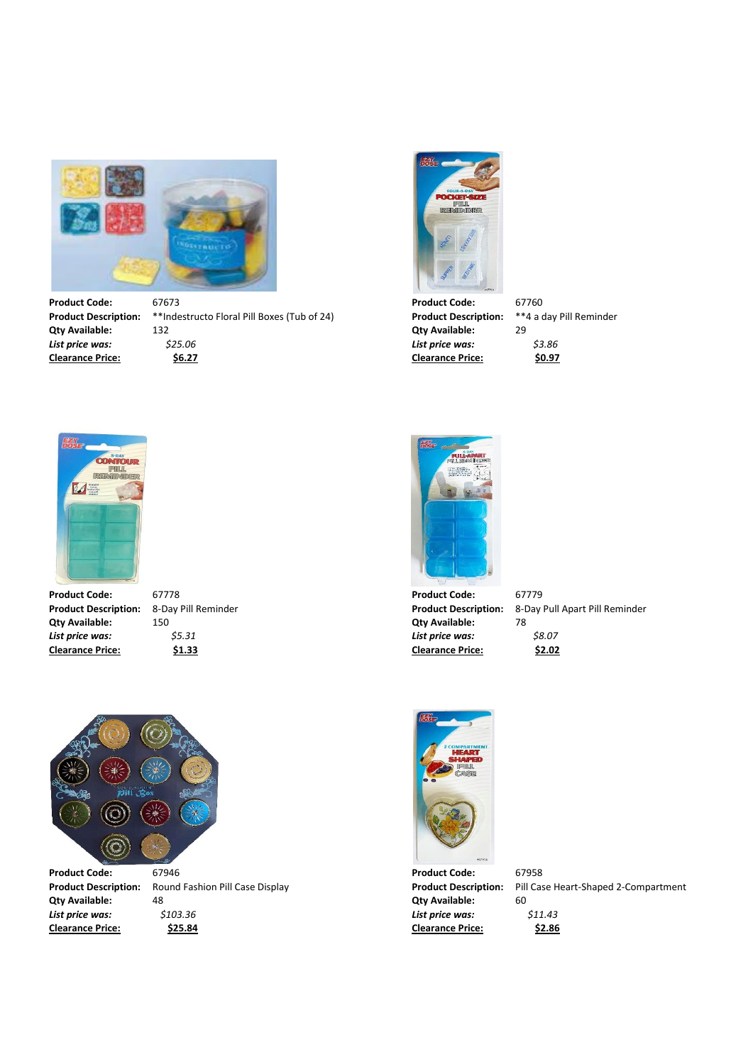**Product Code:** 67673
**Product Description:** **Indestructo Floral Pill Boxes (Tub of 24)
**Qty Available:** 132
***List price was:*** *$25.06*
**Clearance Price:** **$6.27**

**Product Code:** 67760
**Product Description:** **4 a day Pill Reminder
**Qty Available:** 29
***List price was:*** *$3.86*
**Clearance Price:** **$0.97**

**Product Code:** 67778
**Product Description:** 8-Day Pill Reminder
**Qty Available:** 150
***List price was:*** *$5.31*
**Clearance Price:** **$1.33**

**Product Code:** 67779
**Product Description:** 8-Day Pull Apart Pill Reminder
**Qty Available:** 78
***List price was:*** *$8.07*
**Clearance Price:** **$2.02**

**Product Code:** 67946
**Product Description:** Round Fashion Pill Case Display
**Qty Available:** 48
***List price was:*** *$103.36*
**Clearance Price:** **$25.84**

**Product Code:** 67958
**Product Description:** Pill Case Heart-Shaped 2-Compartment
**Qty Available:** 60
***List price was:*** *$11.43*
**Clearance Price:** **$2.86**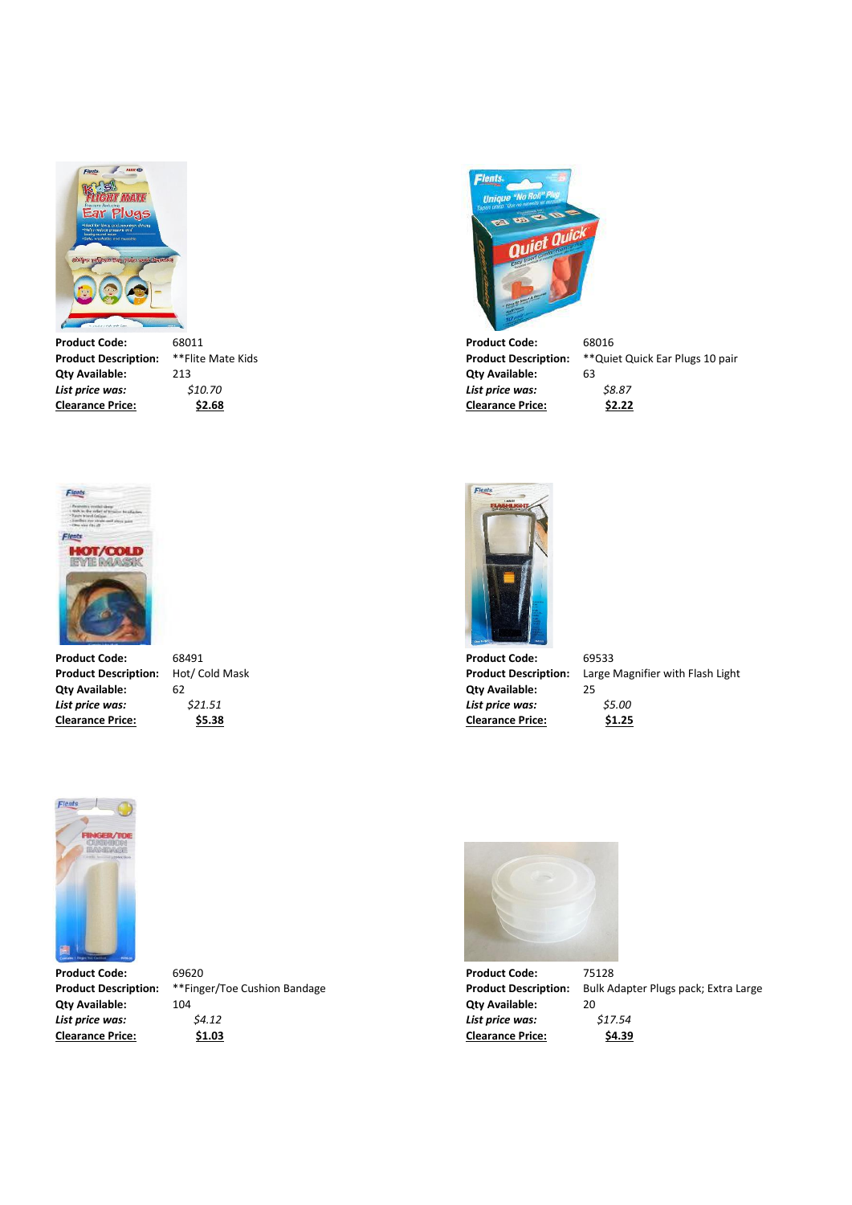**Product Code:** 68011
**Product Description:** **Flite Mate Kids
**Qty Available:** 213
***List price was:*** *$10.70*
**Clearance Price:** **$2.68**

**Product Code:** 68016
**Product Description:** **Quiet Quick Ear Plugs 10 pair
**Qty Available:** 63
***List price was:*** *$8.87*
**Clearance Price:** **$2.22**

**Product Code:** 68491
**Product Description:** Hot/ Cold Mask
**Qty Available:** 62
***List price was:*** *$21.51*
**Clearance Price:** **$5.38**

**Product Code:** 69533
**Product Description:** Large Magnifier with Flash Light
**Qty Available:** 25
***List price was:*** *$5.00*
**Clearance Price:** **$1.25**

**Product Code:** 69620
**Product Description:** **Finger/Toe Cushion Bandage
**Qty Available:** 104
***List price was:*** *$4.12*
**Clearance Price:** **$1.03**

**Product Code:** 75128
**Product Description:** Bulk Adapter Plugs pack; Extra Large
**Qty Available:** 20
***List price was:*** *$17.54*
**Clearance Price:** **$4.39**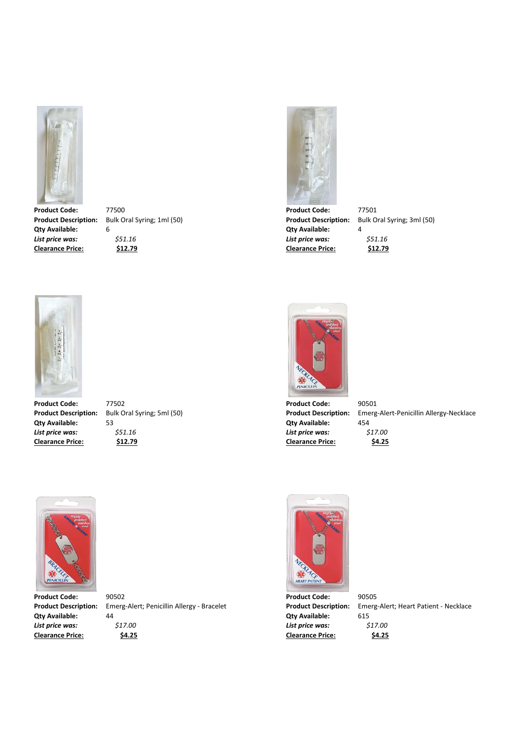**Product Code:** 77500
**Product Description:** Bulk Oral Syring; 1ml (50)
**Qty Available:** 6
***List price was:*** *$51.16*
**Clearance Price:** **$12.79**

**Product Code:** 77501
**Product Description:** Bulk Oral Syring; 3ml (50)
**Qty Available:** 4
***List price was:*** *$51.16*
**Clearance Price:** **$12.79**

**Product Code:** 77502
**Product Description:** Bulk Oral Syring; 5ml (50)
**Qty Available:** 53
***List price was:*** *$51.16*
**Clearance Price:** **$12.79**

**Product Code:** 90501
**Product Description:** Emerg-Alert-Penicillin Allergy-Necklace
**Qty Available:** 454
***List price was:*** *$17.00*
**Clearance Price:** **$4.25**

**Product Code:** 90502
**Product Description:** Emerg-Alert; Penicillin Allergy - Bracelet
**Qty Available:** 44
***List price was:*** *$17.00*
**Clearance Price:** **$4.25**

**Product Code:** 90505
**Product Description:** Emerg-Alert; Heart Patient - Necklace
**Qty Available:** 615
***List price was:*** *$17.00*
**Clearance Price:** **$4.25**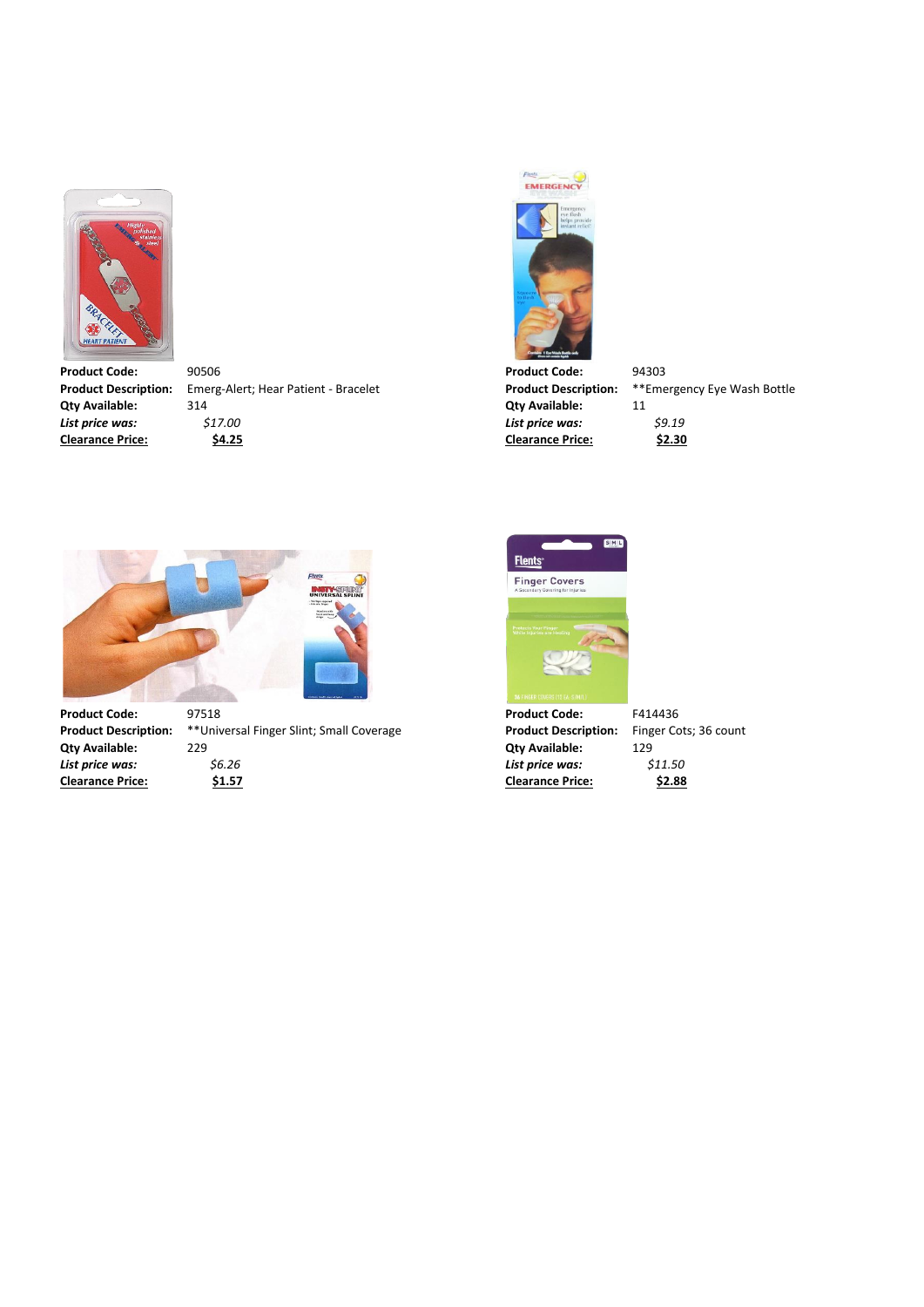**Product Code:** 90506
**Product Description:** Emerg-Alert; Hear Patient - Bracelet
**Qty Available:** 314
***List price was:*** *$17.00*
**Clearance Price:** **$4.25**

**Product Code:** 94303
**Product Description:** **Emergency Eye Wash Bottle
**Qty Available:** 11
***List price was:*** *$9.19*
**Clearance Price:** **$2.30**

**Product Code:** 97518
**Product Description:** **Universal Finger Slint; Small Coverage
**Qty Available:** 229
***List price was:*** *$6.26*
**Clearance Price:** **$1.57**

**Product Code:** F414436
**Product Description:** Finger Cots; 36 count
**Qty Available:** 129
***List price was:*** *$11.50*
**Clearance Price:** **$2.88**